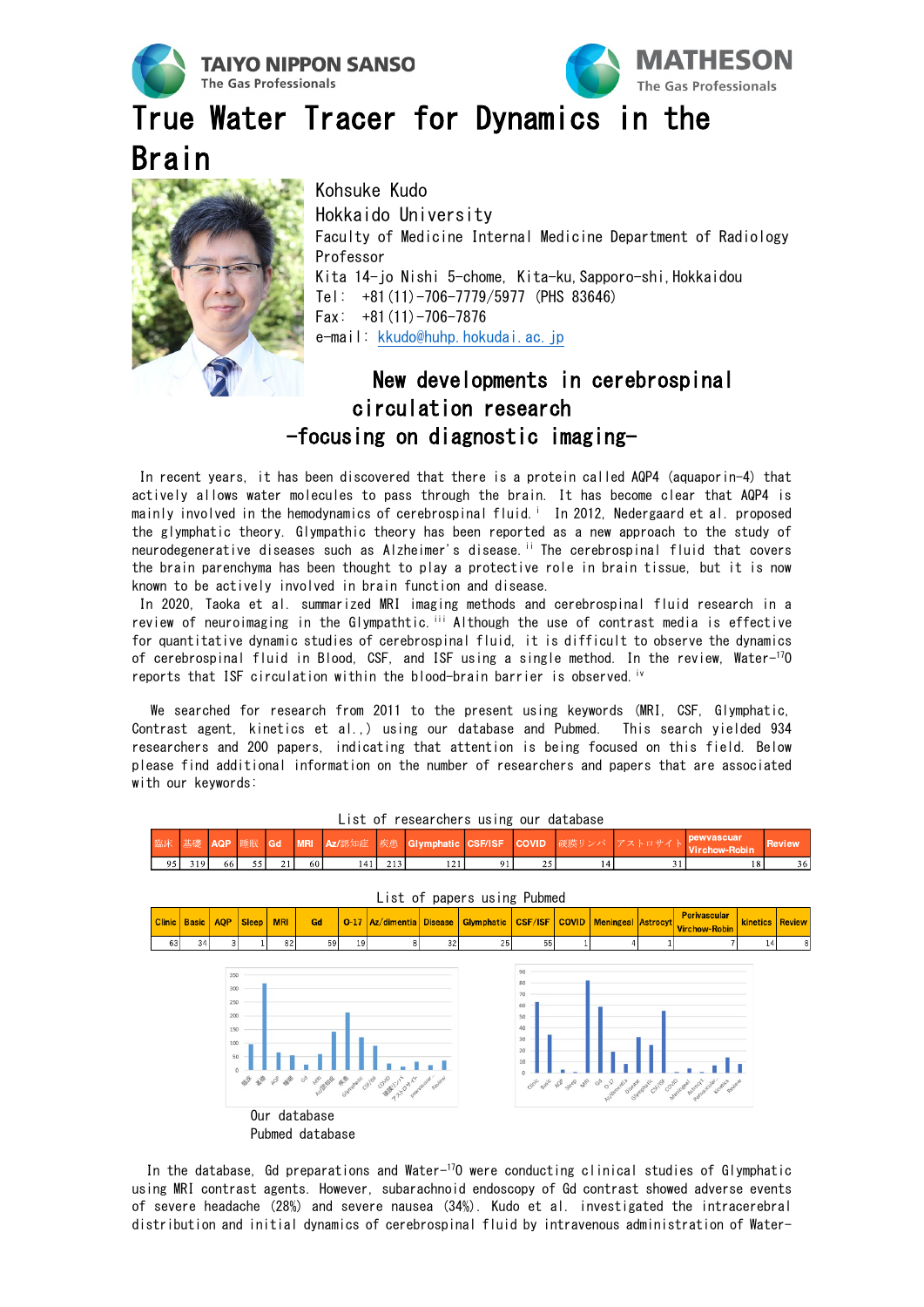TAIYO NIPPON SANSO
The Gas Professionals

MATHESON
The Gas Professionals

# True Water Tracer for Dynamics in the Brain

Kohsuke Kudo
Hokkaido University
Faculty of Medicine Internal Medicine Department of Radiology
Professor
Kita 14-jo Nishi 5-chome, Kita-ku, Sapporo-shi, Hokkaidou
Tel: +81(11)-706-7779/5977 (PHS 83646)
Fax: +81(11)-706-7876
e-mail: kkudo@huhp.hokudai.ac.jp

## New developments in cerebrospinal circulation research -focusing on diagnostic imaging-

In recent years, it has been discovered that there is a protein called AQP4 (aquaporin-4) that actively allows water molecules to pass through the brain. It has become clear that AQP4 is mainly involved in the hemodynamics of cerebrospinal fluid.[i] In 2012, Nedergaard et al. proposed the glymphatic theory. Glymphatic theory has been reported as a new approach to the study of neurodegenerative diseases such as Alzheimer's disease.[ii] The cerebrospinal fluid that covers the brain parenchyma has been thought to play a protective role in brain tissue, but it is now known to be actively involved in brain function and disease.

In 2020, Taoka et al. summarized MRI imaging methods and cerebrospinal fluid research in a review of neuroimaging in the Glympathtic.[iii] Although the use of contrast media is effective for quantitative dynamic studies of cerebrospinal fluid, it is difficult to observe the dynamics of cerebrospinal fluid in Blood, CSF, and ISF using a single method. In the review, Water-$^{17}O$ reports that ISF circulation within the blood-brain barrier is observed.[iv]

We searched for research from 2011 to the present using keywords (MRI, CSF, Glymphatic, Contrast agent, kinetics et al.,) using our database and Pubmed. This search yielded 934 researchers and 200 papers, indicating that attention is being focused on this field. Below please find additional information on the number of researchers and papers that are associated with our keywords:

List of researchers using our database

| 臨床 | 基礎 | AQP | 睡眠 | Gd | MRI | Az/認知症 | 疾患 | Glymphatic | CSF/ISF | COVID | 硬膜リンパ | アストロサイト | pewvascuar Virchow-Robin | Review |
|---|---|---|---|---|---|---|---|---|---|---|---|---|---|---|
| 95 | 319 | 66 | 55 | 21 | 60 | 141 | 213 | 121 | 91 | 25 | 14 | 31 | 18 | 36 |

List of papers using Pubmed

| Clinic | Basic | AQP | Sleep | MRI | Gd | O-17 | Az/dimentia | Disease | Glymphatic | CSF/ISF | COVID | Meningeal | Astrocyt | Perivascular Virchow-Robin | kinetics | Review |
|---|---|---|---|---|---|---|---|---|---|---|---|---|---|---|---|---|
| 63 | 34 | 3 | 1 | 82 | 59 | 19 | 8 | 32 | 25 | 55 | 1 | 4 | 1 | 7 | 14 | 8 |

Our database
Pubmed database

In the database, Gd preparations and Water-$^{17}O$ were conducting clinical studies of Glymphatic using MRI contrast agents. However, subarachnoid endoscopy of Gd contrast showed adverse events of severe headache (28%) and severe nausea (34%). Kudo et al. investigated the intracerebral distribution and initial dynamics of cerebrospinal fluid by intravenous administration of Water-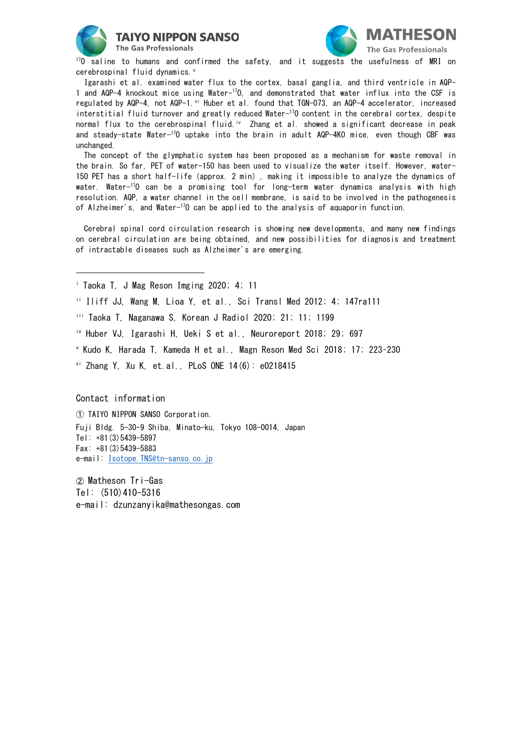$^{17}$O saline to humans and confirmed the safety, and it suggests the usefulness of MRI on cerebrospinal fluid dynamics.[v]

Igarashi et al. examined water flux to the cortex, basal ganglia, and third ventricle in AQP-1 and AQP-4 knockout mice using Water-$^{17}$O, and demonstrated that water influx into the CSF is regulated by AQP-4, not AQP-1.[vi] Huber et al. found that TGN-073, an AQP-4 accelerator, increased interstitial fluid turnover and greatly reduced Water-$^{17}$O content in the cerebral cortex, despite normal flux to the cerebrospinal fluid.[iv] Zhang et al. showed a significant decrease in peak and steady-state Water-$^{17}$O uptake into the brain in adult AQP-4KO mice, even though CBF was unchanged.

The concept of the glymphatic system has been proposed as a mechanism for waste removal in the brain. So far, PET of water-15O has been used to visualize the water itself. However, water-15O PET has a short half-life (approx. 2 min), making it impossible to analyze the dynamics of water. Water-$^{17}$O can be a promising tool for long-term water dynamics analysis with high resolution. AQP, a water channel in the cell membrane, is said to be involved in the pathogenesis of Alzheimer's, and Water-$^{17}$O can be applied to the analysis of aquaporin function.

Cerebral spinal cord circulation research is showing new developments, and many new findings on cerebral circulation are being obtained, and new possibilities for diagnosis and treatment of intractable diseases such as Alzheimer's are emerging.

---

[i] Taoka T, J Mag Reson Imging 2020; 4; 11

[ii] Iliff JJ, Wang M, Lioa Y, et al., Sci Transl Med 2012; 4; 147ra111

[iii] Taoka T, Naganawa S, Korean J Radiol 2020; 21; 11; 1199

[iv] Huber VJ, Igarashi H, Ueki S et al., Neuroreport 2018; 29; 697

[v] Kudo K, Harada T, Kameda H et al., Magn Reson Med Sci 2018; 17; 223-230

[vi] Zhang Y, Xu K, et.al., PLoS ONE 14(6): e0218415

## Contact information

① TAIYO NIPPON SANSO Corporation.
Fuji Bldg. 5-30-9 Shiba, Minato-ku, Tokyo 108-0014, Japan
Tel: +81(3)5439-5897
Fax: +81(3)5439-5883
e-mail: Isotope.TNS@tn-sanso.co.jp

② Matheson Tri-Gas
Tel: (510)410-5316
e-mail: dzunzanyika@mathesongas.com